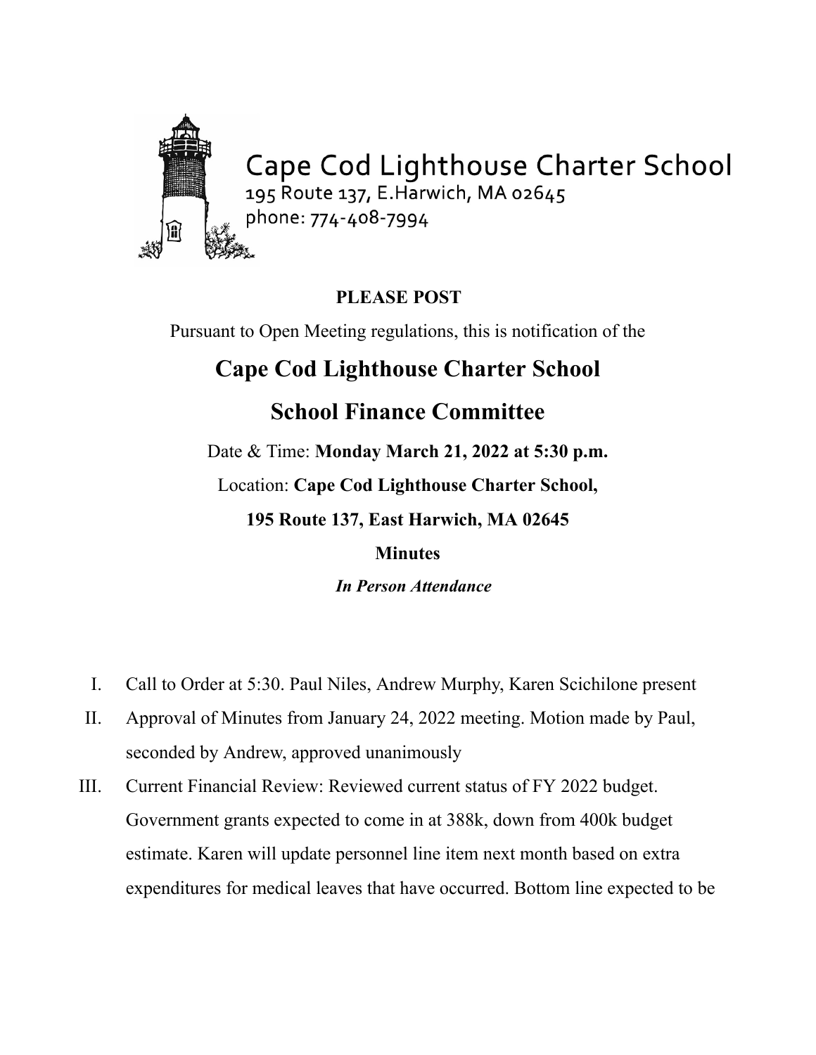Cape Cod Lighthouse Charter School
195 Route 137, E.Harwich, MA 02645
phone: 774-408-7994

**PLEASE POST**

Pursuant to Open Meeting regulations, this is notification of the

# Cape Cod Lighthouse Charter School

# School Finance Committee

Date & Time: **Monday March 21, 2022 at 5:30 p.m.**

Location: **Cape Cod Lighthouse Charter School,**

**195 Route 137, East Harwich, MA 02645**

**Minutes**

***In Person Attendance***

I. Call to Order at 5:30. Paul Niles, Andrew Murphy, Karen Scichilone present

II. Approval of Minutes from January 24, 2022 meeting. Motion made by Paul, seconded by Andrew, approved unanimously

III. Current Financial Review: Reviewed current status of FY 2022 budget. Government grants expected to come in at 388k, down from 400k budget estimate. Karen will update personnel line item next month based on extra expenditures for medical leaves that have occurred. Bottom line expected to be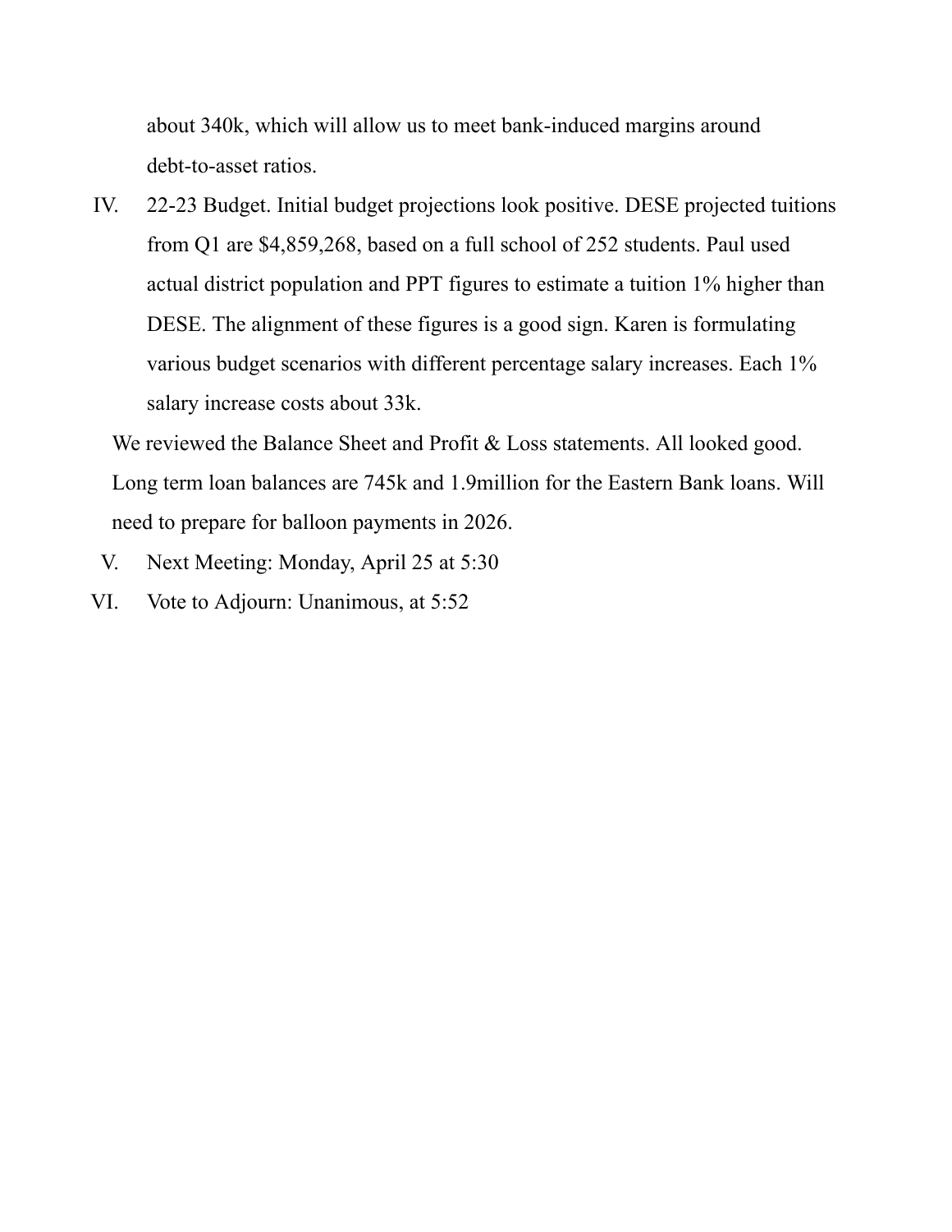about 340k, which will allow us to meet bank-induced margins around debt-to-asset ratios.

IV. 22-23 Budget. Initial budget projections look positive. DESE projected tuitions from Q1 are $4,859,268, based on a full school of 252 students. Paul used actual district population and PPT figures to estimate a tuition 1% higher than DESE. The alignment of these figures is a good sign. Karen is formulating various budget scenarios with different percentage salary increases. Each 1% salary increase costs about 33k.

We reviewed the Balance Sheet and Profit & Loss statements. All looked good. Long term loan balances are 745k and 1.9million for the Eastern Bank loans. Will need to prepare for balloon payments in 2026.

V. Next Meeting: Monday, April 25 at 5:30

VI. Vote to Adjourn: Unanimous, at 5:52